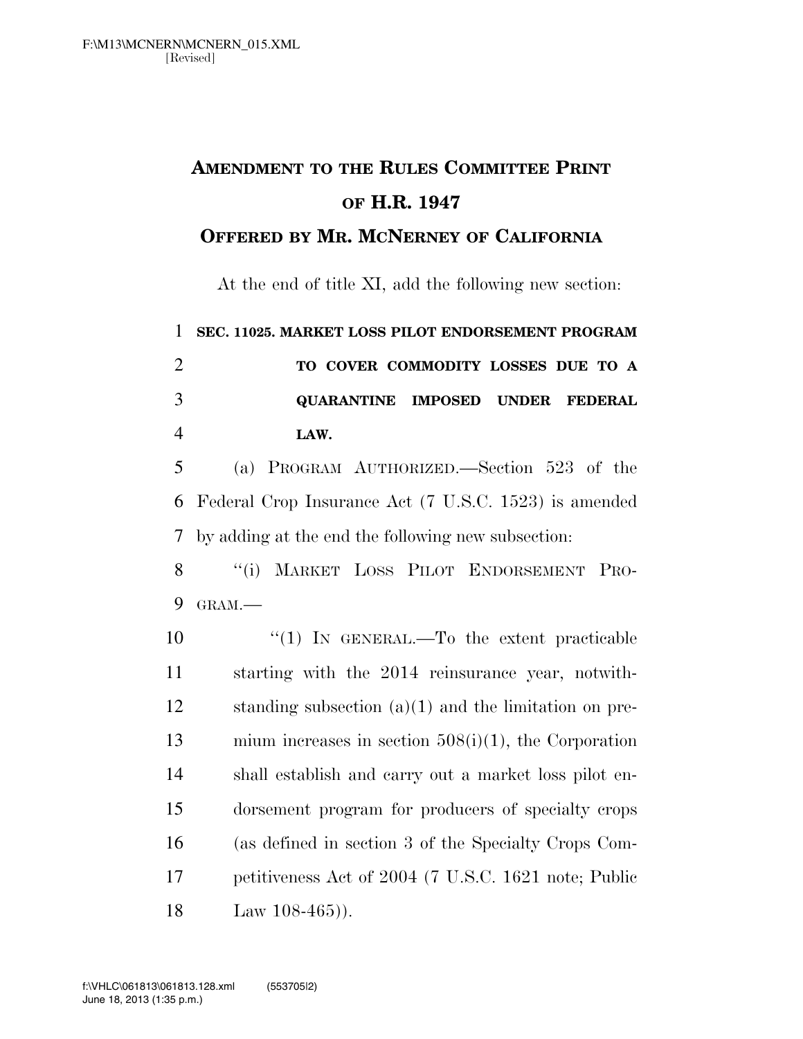# AMENDMENT TO THE RULES COMMITTEE PRINT OF H.R. 1947

## OFFERED BY MR. MCNERNEY OF CALIFORNIA

At the end of title XI, add the following new section:

**SEC. 11025. MARKET LOSS PILOT ENDORSEMENT PROGRAM TO COVER COMMODITY LOSSES DUE TO A QUARANTINE IMPOSED UNDER FEDERAL LAW.**

(a) PROGRAM AUTHORIZED.—Section 523 of the Federal Crop Insurance Act (7 U.S.C. 1523) is amended by adding at the end the following new subsection:

"(i) MARKET LOSS PILOT ENDORSEMENT PROGRAM.—

"(1) IN GENERAL.—To the extent practicable starting with the 2014 reinsurance year, notwithstanding subsection (a)(1) and the limitation on premium increases in section 508(i)(1), the Corporation shall establish and carry out a market loss pilot endorsement program for producers of specialty crops (as defined in section 3 of the Specialty Crops Competitiveness Act of 2004 (7 U.S.C. 1621 note; Public Law 108-465)).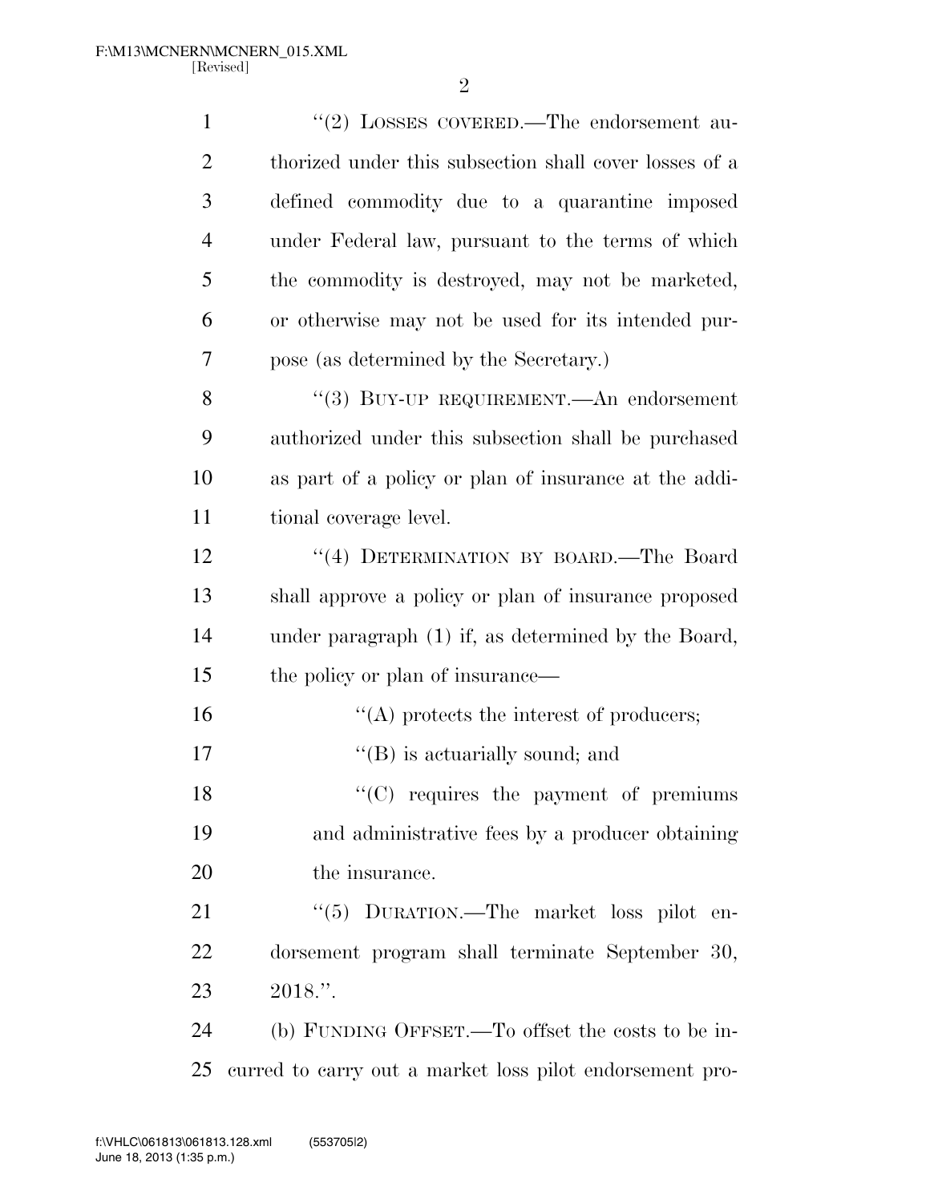"(2) LOSSES COVERED.—The endorsement authorized under this subsection shall cover losses of a defined commodity due to a quarantine imposed under Federal law, pursuant to the terms of which the commodity is destroyed, may not be marketed, or otherwise may not be used for its intended purpose (as determined by the Secretary.)

"(3) BUY-UP REQUIREMENT.—An endorsement authorized under this subsection shall be purchased as part of a policy or plan of insurance at the additional coverage level.

"(4) DETERMINATION BY BOARD.—The Board shall approve a policy or plan of insurance proposed under paragraph (1) if, as determined by the Board, the policy or plan of insurance—

"(A) protects the interest of producers;

"(B) is actuarially sound; and

"(C) requires the payment of premiums and administrative fees by a producer obtaining the insurance.

"(5) DURATION.—The market loss pilot endorsement program shall terminate September 30, 2018.".

(b) FUNDING OFFSET.—To offset the costs to be incurred to carry out a market loss pilot endorsement pro-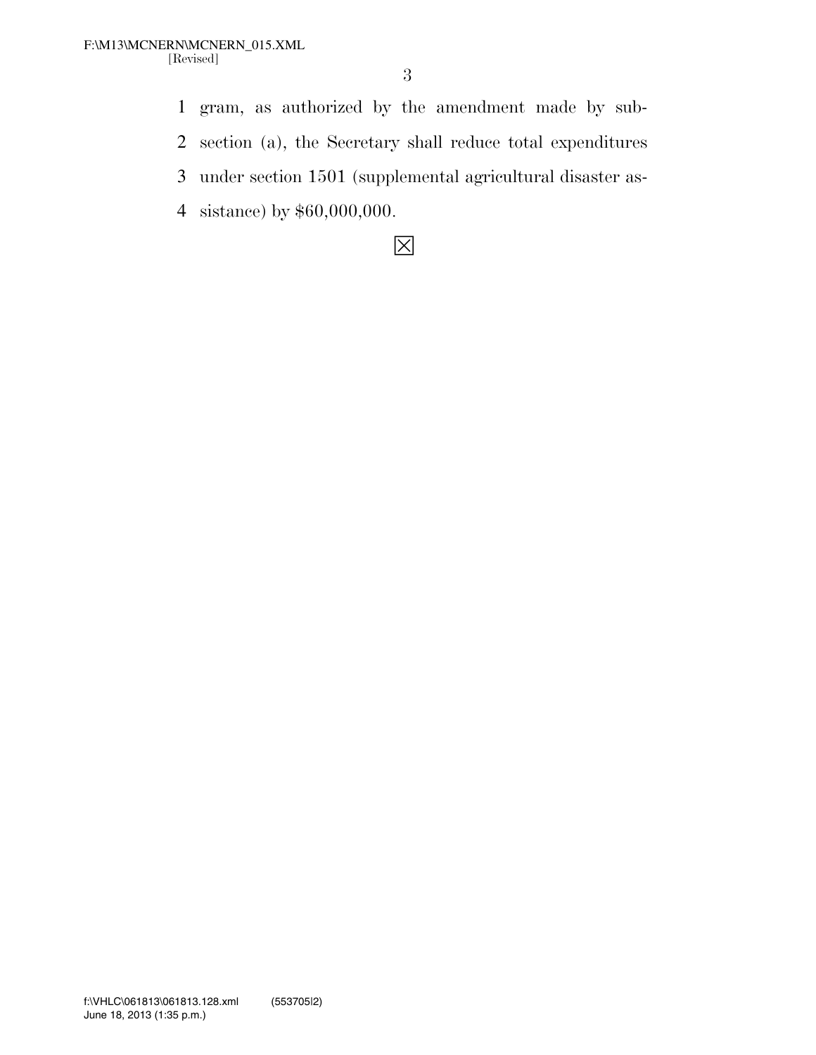gram, as authorized by the amendment made by subsection (a), the Secretary shall reduce total expenditures under section 1501 (supplemental agricultural disaster assistance) by $60,000,000.